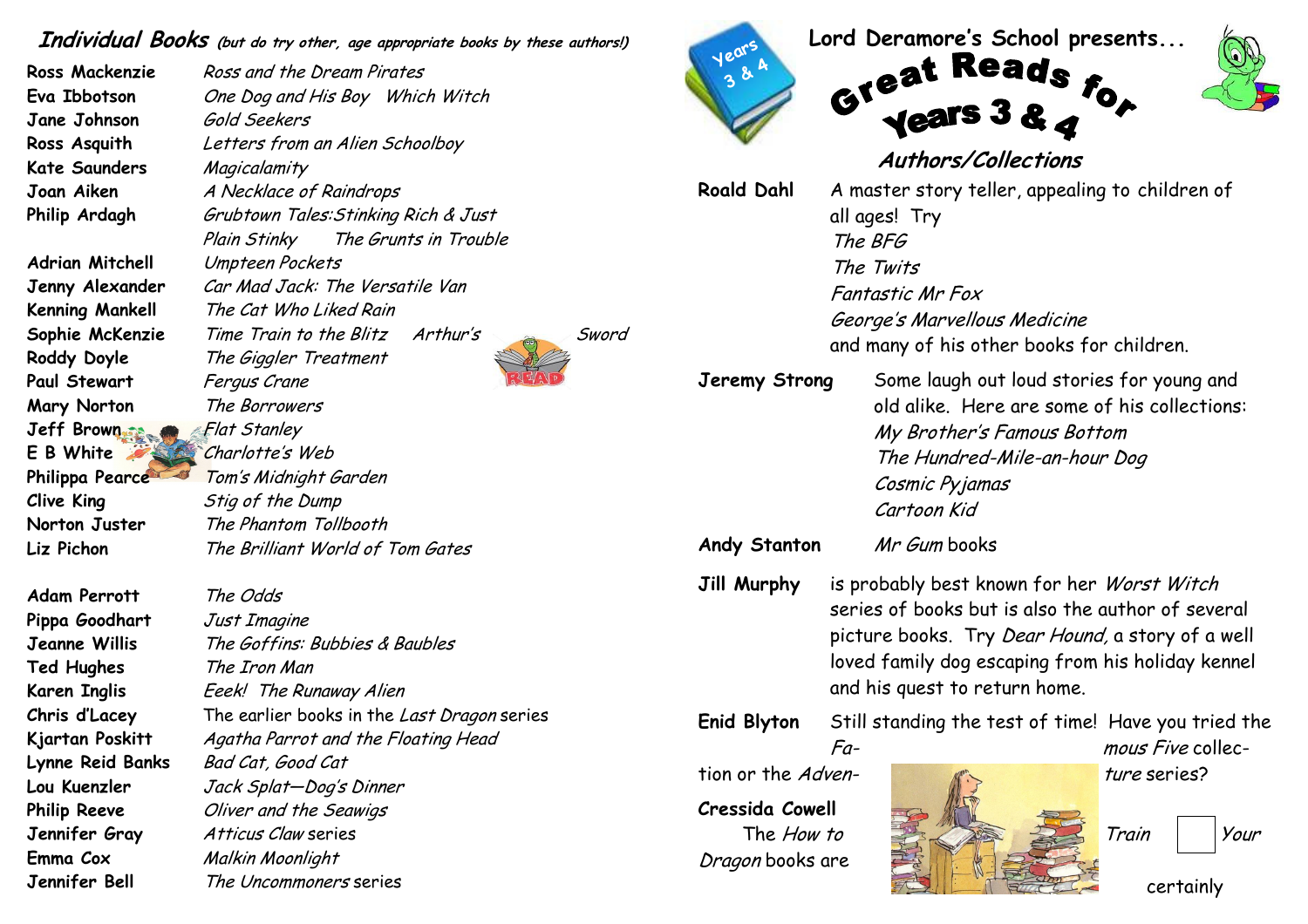## *Individual Books* *(but do try other, age appropriate books by these authors!)*

| Author | Book |
|---|---|
| **Ross Mackenzie** | *Ross and the Dream Pirates* |
| **Eva Ibbotson** | *One Dog and His Boy Which Witch* |
| **Jane Johnson** | *Gold Seekers* |
| **Ross Asquith** | *Letters from an Alien Schoolboy* |
| **Kate Saunders** | *Magicalamity* |
| **Joan Aiken** | *A Necklace of Raindrops* |
| **Philip Ardagh** | *Grubtown Tales:Stinking Rich & Just Plain Stinky The Grunts in Trouble* |
| **Adrian Mitchell** | *Umpteen Pockets* |
| **Jenny Alexander** | *Car Mad Jack: The Versatile Van* |
| **Kenning Mankell** | *The Cat Who Liked Rain* |
| **Sophie McKenzie** | *Time Train to the Blitz Arthur's Sword* |
| **Roddy Doyle** | *The Giggler Treatment* |
| **Paul Stewart** | *Fergus Crane* |
| **Mary Norton** | *The Borrowers* |
| **Jeff Brown** | *Flat Stanley* |
| **E B White** | *Charlotte's Web* |
| **Philippa Pearce** | *Tom's Midnight Garden* |
| **Clive King** | *Stig of the Dump* |
| **Norton Juster** | *The Phantom Tollbooth* |
| **Liz Pichon** | *The Brilliant World of Tom Gates* |
| **Adam Perrott** | *The Odds* |
| **Pippa Goodhart** | *Just Imagine* |
| **Jeanne Willis** | *The Goffins: Bubbies & Baubles* |
| **Ted Hughes** | *The Iron Man* |
| **Karen Inglis** | *Eeek! The Runaway Alien* |
| **Chris d'Lacey** | The earlier books in the *Last Dragon* series |
| **Kjartan Poskitt** | *Agatha Parrot and the Floating Head* |
| **Lynne Reid Banks** | *Bad Cat, Good Cat* |
| **Lou Kuenzler** | *Jack Splat—Dog's Dinner* |
| **Philip Reeve** | *Oliver and the Seawigs* |
| **Jennifer Gray** | *Atticus Claw* series |
| **Emma Cox** | *Malkin Moonlight* |
| **Jennifer Bell** | *The Uncommoners* series |

Lord Deramore's School presents...

# Great Reads for Years 3 & 4

## *Authors/Collections*

**Roald Dahl** A master story teller, appealing to children of all ages! Try
*The BFG*
*The Twits*
*Fantastic Mr Fox*
*George's Marvellous Medicine*
and many of his other books for children.

**Jeremy Strong** Some laugh out loud stories for young and old alike. Here are some of his collections:
*My Brother's Famous Bottom*
*The Hundred-Mile-an-hour Dog*
*Cosmic Pyjamas*
*Cartoon Kid*

**Andy Stanton** *Mr Gum* books

**Jill Murphy** is probably best known for her *Worst Witch* series of books but is also the author of several picture books. Try *Dear Hound,* a story of a well loved family dog escaping from his holiday kennel and his quest to return home.

**Enid Blyton** Still standing the test of time! Have you tried the *Famous Five* collection or the *Adventure* series?

**Cressida Cowell** The *How to Train Your Dragon* books are certainly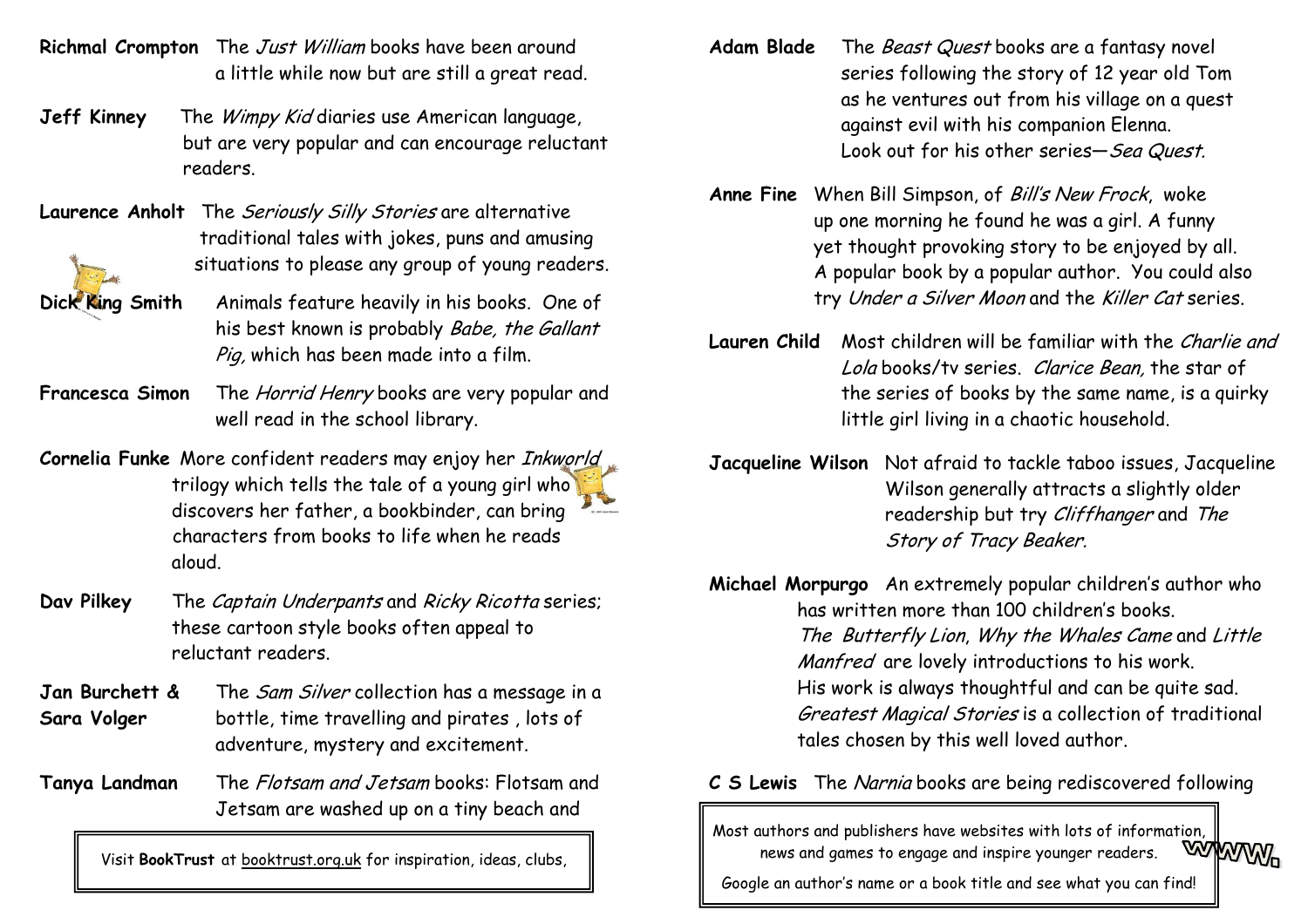**Richmal Crompton** The *Just William* books have been around a little while now but are still a great read.

**Jeff Kinney** The *Wimpy Kid* diaries use American language, but are very popular and can encourage reluctant readers.

**Laurence Anholt** The *Seriously Silly Stories* are alternative traditional tales with jokes, puns and amusing situations to please any group of young readers.

**Dick King Smith** Animals feature heavily in his books. One of his best known is probably *Babe, the Gallant Pig,* which has been made into a film.

**Francesca Simon** The *Horrid Henry* books are very popular and well read in the school library.

**Cornelia Funke** More confident readers may enjoy her *Inkworld* trilogy which tells the tale of a young girl who discovers her father, a bookbinder, can bring characters from books to life when he reads aloud.

**Dav Pilkey** The *Captain Underpants* and *Ricky Ricotta* series; these cartoon style books often appeal to reluctant readers.

**Jan Burchett & Sara Volger** The *Sam Silver* collection has a message in a bottle, time travelling and pirates , lots of adventure, mystery and excitement.

**Tanya Landman** The *Flotsam and Jetsam* books: Flotsam and Jetsam are washed up on a tiny beach and

Visit **BookTrust** at booktrust.org.uk for inspiration, ideas, clubs,

**Adam Blade** The *Beast Quest* books are a fantasy novel series following the story of 12 year old Tom as he ventures out from his village on a quest against evil with his companion Elenna. Look out for his other series—*Sea Quest.*

**Anne Fine** When Bill Simpson, of *Bill's New Frock*, woke up one morning he found he was a girl. A funny yet thought provoking story to be enjoyed by all. A popular book by a popular author. You could also try *Under a Silver Moon* and the *Killer Cat* series.

**Lauren Child** Most children will be familiar with the *Charlie and Lola* books/tv series. *Clarice Bean,* the star of the series of books by the same name, is a quirky little girl living in a chaotic household.

**Jacqueline Wilson** Not afraid to tackle taboo issues, Jacqueline Wilson generally attracts a slightly older readership but try *Cliffhanger* and *The Story of Tracy Beaker.*

**Michael Morpurgo** An extremely popular children's author who has written more than 100 children's books. *The Butterfly Lion*, *Why the Whales Came* and *Little Manfred* are lovely introductions to his work. His work is always thoughtful and can be quite sad. *Greatest Magical Stories* is a collection of traditional tales chosen by this well loved author.

**C S Lewis** The *Narnia* books are being rediscovered following

Most authors and publishers have websites with lots of information, news and games to engage and inspire younger readers.

Google an author's name or a book title and see what you can find!